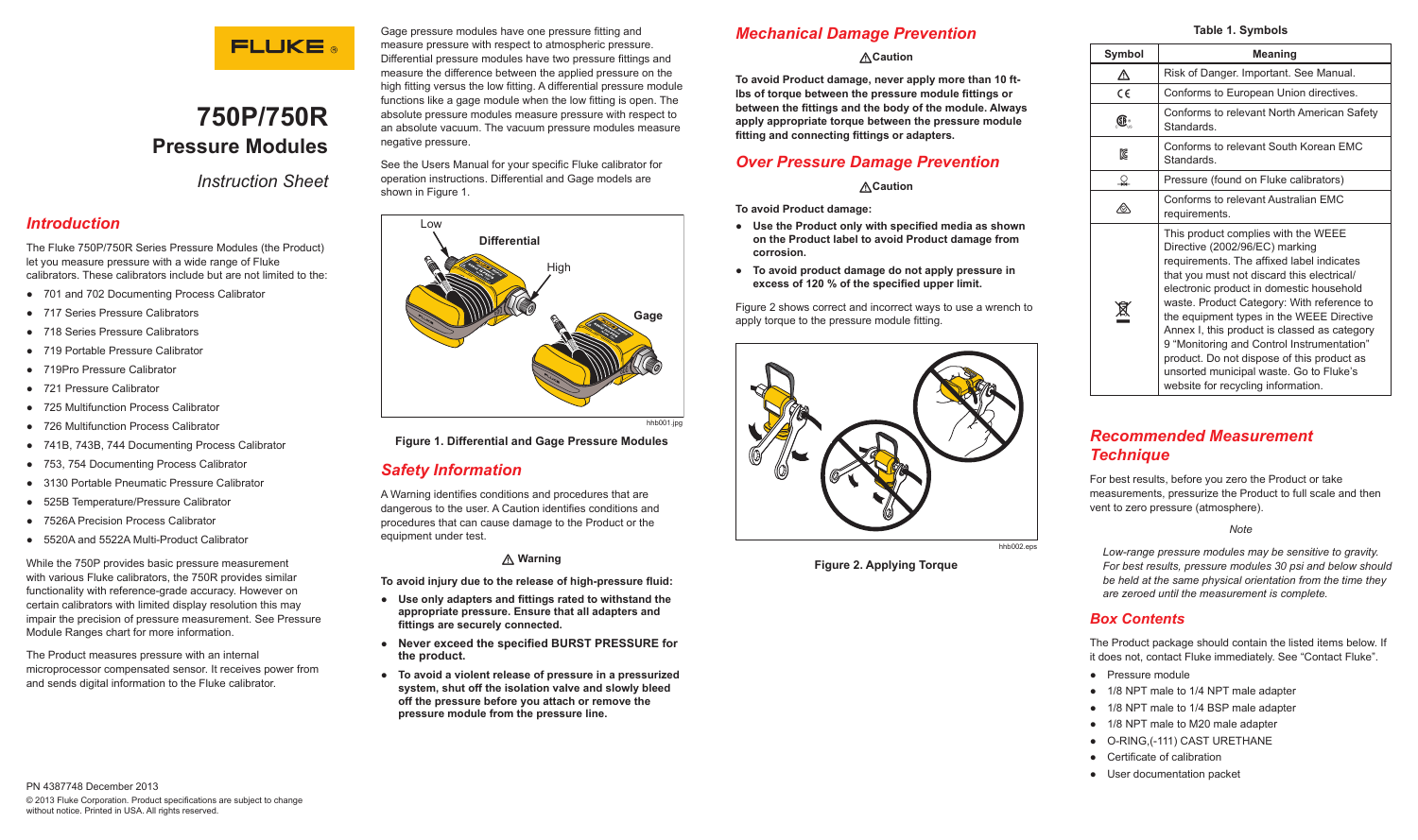# 750P/750R

## Pressure Modules

*Instruction Sheet*

## *Introduction*

The Fluke 750P/750R Series Pressure Modules (the Product) let you measure pressure with a wide range of Fluke calibrators. These calibrators include but are not limited to the:

- 701 and 702 Documenting Process Calibrator
- 717 Series Pressure Calibrators
- 718 Series Pressure Calibrators
- 719 Portable Pressure Calibrator
- 719Pro Pressure Calibrator
- 721 Pressure Calibrator
- 725 Multifunction Process Calibrator
- 726 Multifunction Process Calibrator
- 741B, 743B, 744 Documenting Process Calibrator
- 753, 754 Documenting Process Calibrator
- 3130 Portable Pneumatic Pressure Calibrator
- 525B Temperature/Pressure Calibrator
- 7526A Precision Process Calibrator
- 5520A and 5522A Multi-Product Calibrator

While the 750P provides basic pressure measurement with various Fluke calibrators, the 750R provides similar functionality with reference-grade accuracy. However on certain calibrators with limited display resolution this may impair the precision of pressure measurement. See Pressure Module Ranges chart for more information.

The Product measures pressure with an internal microprocessor compensated sensor. It receives power from and sends digital information to the Fluke calibrator.

Gage pressure modules have one pressure fitting and measure pressure with respect to atmospheric pressure. Differential pressure modules have two pressure fittings and measure the difference between the applied pressure on the high fitting versus the low fitting. A differential pressure module functions like a gage module when the low fitting is open. The absolute pressure modules measure pressure with respect to an absolute vacuum. The vacuum pressure modules measure negative pressure.

See the Users Manual for your specific Fluke calibrator for operation instructions. Differential and Gage models are shown in Figure 1.

hhb001.jpg

**Figure 1. Differential and Gage Pressure Modules**

## *Safety Information*

A Warning identifies conditions and procedures that are dangerous to the user. A Caution identifies conditions and procedures that can cause damage to the Product or the equipment under test.

**⚠ Warning**

**To avoid injury due to the release of high-pressure fluid:**

- **Use only adapters and fittings rated to withstand the appropriate pressure. Ensure that all adapters and fittings are securely connected.**
- **Never exceed the specified BURST PRESSURE for the product.**
- **To avoid a violent release of pressure in a pressurized system, shut off the isolation valve and slowly bleed off the pressure before you attach or remove the pressure module from the pressure line.**

## *Mechanical Damage Prevention*

**⚠Caution**

**To avoid Product damage, never apply more than 10 ft-lbs of torque between the pressure module fittings or between the fittings and the body of the module. Always apply appropriate torque between the pressure module fitting and connecting fittings or adapters.**

## *Over Pressure Damage Prevention*

**⚠Caution**

**To avoid Product damage:**

- **Use the Product only with specified media as shown on the Product label to avoid Product damage from corrosion.**
- **To avoid product damage do not apply pressure in excess of 120 % of the specified upper limit.**

Figure 2 shows correct and incorrect ways to use a wrench to apply torque to the pressure module fitting.

hhb002.eps

**Figure 2. Applying Torque**

**Table 1. Symbols**

| Symbol | Meaning |
|---|---|
| ⚠ | Risk of Danger. Important. See Manual. |
| CE | Conforms to European Union directives. |
| CSA | Conforms to relevant North American Safety Standards. |
| KC | Conforms to relevant South Korean EMC Standards. |
| Pressure symbol | Pressure (found on Fluke calibrators) |
| C-tick | Conforms to relevant Australian EMC requirements. |
| WEEE | This product complies with the WEEE Directive (2002/96/EC) marking requirements. The affixed label indicates that you must not discard this electrical/ electronic product in domestic household waste. Product Category: With reference to the equipment types in the WEEE Directive Annex I, this product is classed as category 9 "Monitoring and Control Instrumentation" product. Do not dispose of this product as unsorted municipal waste. Go to Fluke's website for recycling information. |

## *Recommended Measurement Technique*

For best results, before you zero the Product or take measurements, pressurize the Product to full scale and then vent to zero pressure (atmosphere).

*Note*

*Low-range pressure modules may be sensitive to gravity. For best results, pressure modules 30 psi and below should be held at the same physical orientation from the time they are zeroed until the measurement is complete.*

## *Box Contents*

The Product package should contain the listed items below. If it does not, contact Fluke immediately. See "Contact Fluke".

- Pressure module
- 1/8 NPT male to 1/4 NPT male adapter
- 1/8 NPT male to 1/4 BSP male adapter
- 1/8 NPT male to M20 male adapter
- O-RING,(-111) CAST URETHANE
- Certificate of calibration
- User documentation packet

PN 4387748 December 2013
© 2013 Fluke Corporation. Product specifications are subject to change without notice. Printed in USA. All rights reserved.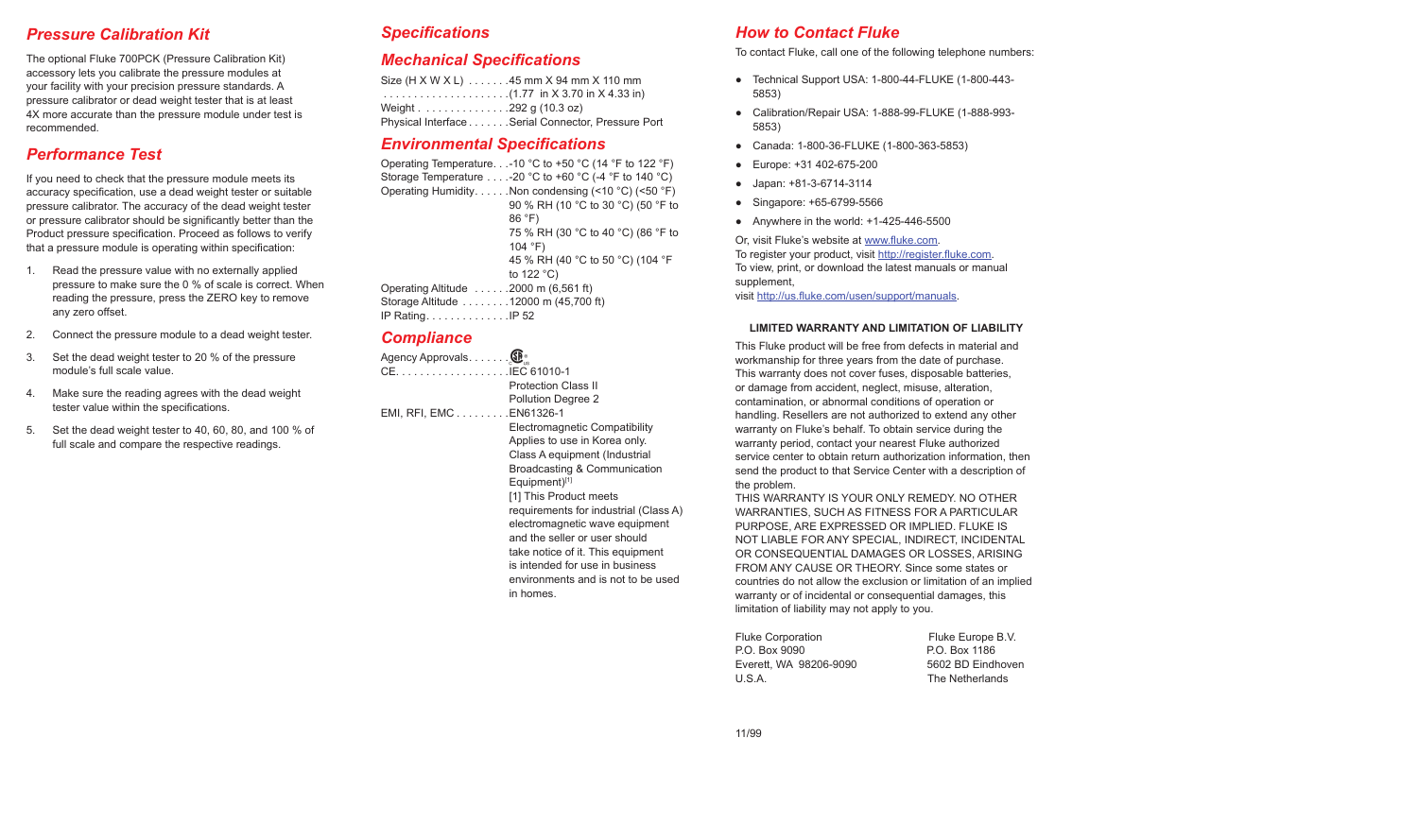## Pressure Calibration Kit

The optional Fluke 700PCK (Pressure Calibration Kit) accessory lets you calibrate the pressure modules at your facility with your precision pressure standards. A pressure calibrator or dead weight tester that is at least 4X more accurate than the pressure module under test is recommended.

## Performance Test

If you need to check that the pressure module meets its accuracy specification, use a dead weight tester or suitable pressure calibrator. The accuracy of the dead weight tester or pressure calibrator should be significantly better than the Product pressure specification. Proceed as follows to verify that a pressure module is operating within specification:

1. Read the pressure value with no externally applied pressure to make sure the 0 % of scale is correct. When reading the pressure, press the ZERO key to remove any zero offset.
2. Connect the pressure module to a dead weight tester.
3. Set the dead weight tester to 20 % of the pressure module's full scale value.
4. Make sure the reading agrees with the dead weight tester value within the specifications.
5. Set the dead weight tester to 40, 60, 80, and 100 % of full scale and compare the respective readings.

## Specifications

### Mechanical Specifications

Size (H X W X L) .......45 mm X 94 mm X 110 mm
.....................(1.77 in X 3.70 in X 4.33 in)
Weight ...............292 g (10.3 oz)
Physical Interface.......Serial Connector, Pressure Port

### Environmental Specifications

Operating Temperature...-10 °C to +50 °C (14 °F to 122 °F)
Storage Temperature ....-20 °C to +60 °C (-4 °F to 140 °C)
Operating Humidity......Non condensing (<10 °C) (<50 °F)
90 % RH (10 °C to 30 °C) (50 °F to 86 °F)
75 % RH (30 °C to 40 °C) (86 °F to 104 °F)
45 % RH (40 °C to 50 °C) (104 °F to 122 °C)
Operating Altitude .......2000 m (6,561 ft)
Storage Altitude .........12000 m (45,700 ft)
IP Rating..............IP 52

### Compliance

Agency Approvals.......CSA
CE...................IEC 61010-1
Protection Class II
Pollution Degree 2
EMI, RFI, EMC .........EN61326-1
Electromagnetic Compatibility
Applies to use in Korea only.
Class A equipment (Industrial Broadcasting & Communication Equipment)[1]
[1] This Product meets requirements for industrial (Class A) electromagnetic wave equipment and the seller or user should take notice of it. This equipment is intended for use in business environments and is not to be used in homes.

## How to Contact Fluke

To contact Fluke, call one of the following telephone numbers:

- Technical Support USA: 1-800-44-FLUKE (1-800-443-5853)
- Calibration/Repair USA: 1-888-99-FLUKE (1-888-993-5853)
- Canada: 1-800-36-FLUKE (1-800-363-5853)
- Europe: +31 402-675-200
- Japan: +81-3-6714-3114
- Singapore: +65-6799-5566
- Anywhere in the world: +1-425-446-5500

Or, visit Fluke's website at www.fluke.com.
To register your product, visit http://register.fluke.com.
To view, print, or download the latest manuals or manual supplement,
visit http://us.fluke.com/usen/support/manuals.

**LIMITED WARRANTY AND LIMITATION OF LIABILITY**

This Fluke product will be free from defects in material and workmanship for three years from the date of purchase. This warranty does not cover fuses, disposable batteries, or damage from accident, neglect, misuse, alteration, contamination, or abnormal conditions of operation or handling. Resellers are not authorized to extend any other warranty on Fluke's behalf. To obtain service during the warranty period, contact your nearest Fluke authorized service center to obtain return authorization information, then send the product to that Service Center with a description of the problem.
THIS WARRANTY IS YOUR ONLY REMEDY. NO OTHER WARRANTIES, SUCH AS FITNESS FOR A PARTICULAR PURPOSE, ARE EXPRESSED OR IMPLIED. FLUKE IS NOT LIABLE FOR ANY SPECIAL, INDIRECT, INCIDENTAL OR CONSEQUENTIAL DAMAGES OR LOSSES, ARISING FROM ANY CAUSE OR THEORY. Since some states or countries do not allow the exclusion or limitation of an implied warranty or of incidental or consequential damages, this limitation of liability may not apply to you.

Fluke Corporation
P.O. Box 9090
Everett, WA 98206-9090
U.S.A.

Fluke Europe B.V.
P.O. Box 1186
5602 BD Eindhoven
The Netherlands

11/99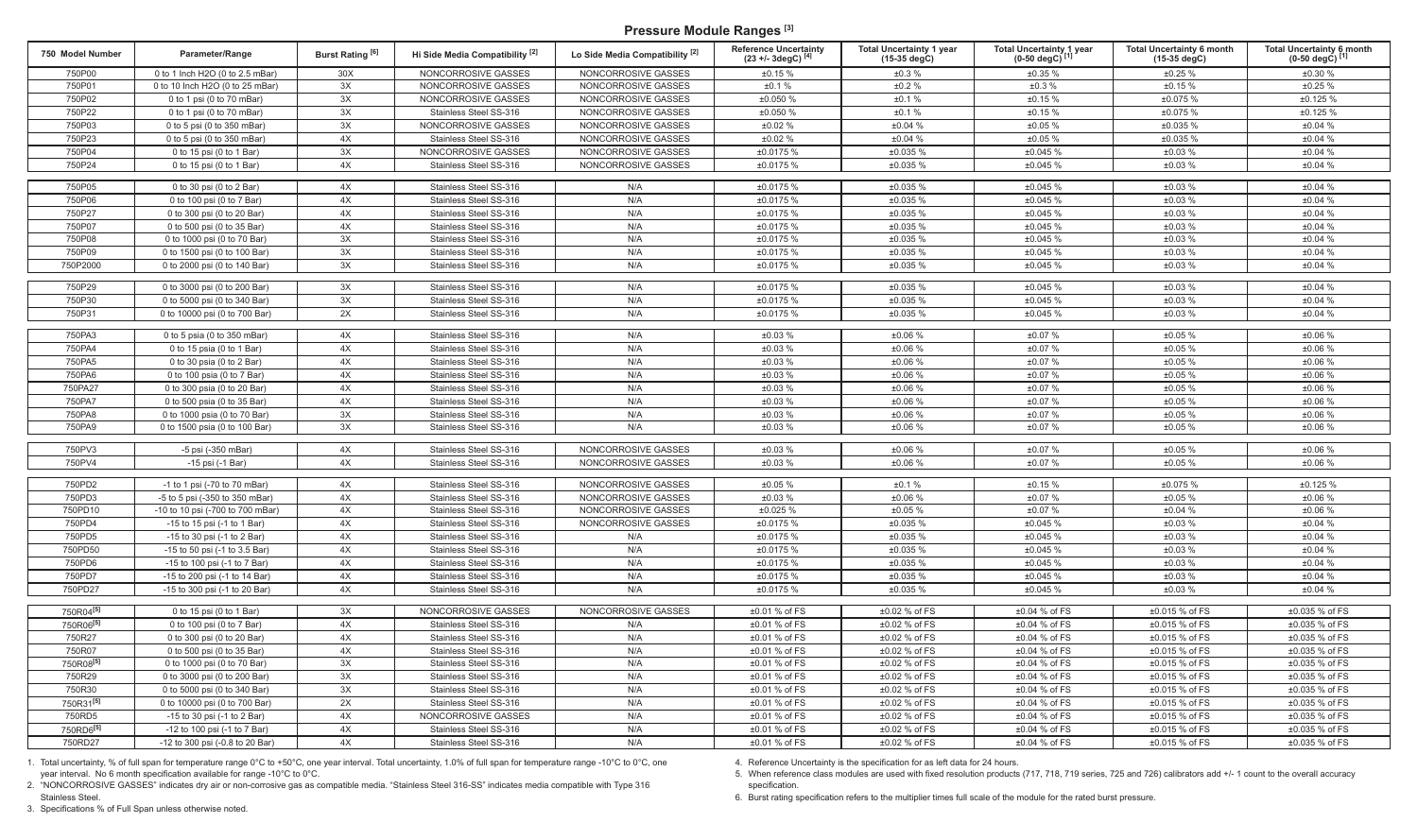# Pressure Module Ranges [3]

| 750 Model Number | Parameter/Range | Burst Rating [6] | Hi Side Media Compatibility [2] | Lo Side Media Compatibility [2] | Reference Uncertainty (23 +/- 3degC) [4] | Total Uncertainty 1 year (15-35 degC) | Total Uncertainty 1 year (0-50 degC) [1] | Total Uncertainty 6 month (15-35 degC) | Total Uncertainty 6 month (0-50 degC) [1] |
|---|---|---|---|---|---|---|---|---|---|
| 750P00 | 0 to 1 Inch H2O (0 to 2.5 mBar) | 30X | NONCORROSIVE GASSES | NONCORROSIVE GASSES | ±0.15 % | ±0.3 % | ±0.35 % | ±0.25 % | ±0.30 % |
| 750P01 | 0 to 10 Inch H2O (0 to 25 mBar) | 3X | NONCORROSIVE GASSES | NONCORROSIVE GASSES | ±0.1 % | ±0.2 % | ±0.3 % | ±0.15 % | ±0.25 % |
| 750P02 | 0 to 1 psi (0 to 70 mBar) | 3X | NONCORROSIVE GASSES | NONCORROSIVE GASSES | ±0.050 % | ±0.1 % | ±0.15 % | ±0.075 % | ±0.125 % |
| 750P22 | 0 to 1 psi (0 to 70 mBar) | 3X | Stainless Steel SS-316 | NONCORROSIVE GASSES | ±0.050 % | ±0.1 % | ±0.15 % | ±0.075 % | ±0.125 % |
| 750P03 | 0 to 5 psi (0 to 350 mBar) | 3X | NONCORROSIVE GASSES | NONCORROSIVE GASSES | ±0.02 % | ±0.04 % | ±0.05 % | ±0.035 % | ±0.04 % |
| 750P23 | 0 to 5 psi (0 to 350 mBar) | 4X | Stainless Steel SS-316 | NONCORROSIVE GASSES | ±0.02 % | ±0.04 % | ±0.05 % | ±0.035 % | ±0.04 % |
| 750P04 | 0 to 15 psi (0 to 1 Bar) | 3X | NONCORROSIVE GASSES | NONCORROSIVE GASSES | ±0.0175 % | ±0.035 % | ±0.045 % | ±0.03 % | ±0.04 % |
| 750P24 | 0 to 15 psi (0 to 1 Bar) | 4X | Stainless Steel SS-316 | NONCORROSIVE GASSES | ±0.0175 % | ±0.035 % | ±0.045 % | ±0.03 % | ±0.04 % |
| 750P05 | 0 to 30 psi (0 to 2 Bar) | 4X | Stainless Steel SS-316 | N/A | ±0.0175 % | ±0.035 % | ±0.045 % | ±0.03 % | ±0.04 % |
| 750P06 | 0 to 100 psi (0 to 7 Bar) | 4X | Stainless Steel SS-316 | N/A | ±0.0175 % | ±0.035 % | ±0.045 % | ±0.03 % | ±0.04 % |
| 750P27 | 0 to 300 psi (0 to 20 Bar) | 4X | Stainless Steel SS-316 | N/A | ±0.0175 % | ±0.035 % | ±0.045 % | ±0.03 % | ±0.04 % |
| 750P07 | 0 to 500 psi (0 to 35 Bar) | 4X | Stainless Steel SS-316 | N/A | ±0.0175 % | ±0.035 % | ±0.045 % | ±0.03 % | ±0.04 % |
| 750P08 | 0 to 1000 psi (0 to 70 Bar) | 3X | Stainless Steel SS-316 | N/A | ±0.0175 % | ±0.035 % | ±0.045 % | ±0.03 % | ±0.04 % |
| 750P09 | 0 to 1500 psi (0 to 100 Bar) | 3X | Stainless Steel SS-316 | N/A | ±0.0175 % | ±0.035 % | ±0.045 % | ±0.03 % | ±0.04 % |
| 750P2000 | 0 to 2000 psi (0 to 140 Bar) | 3X | Stainless Steel SS-316 | N/A | ±0.0175 % | ±0.035 % | ±0.045 % | ±0.03 % | ±0.04 % |
| 750P29 | 0 to 3000 psi (0 to 200 Bar) | 3X | Stainless Steel SS-316 | N/A | ±0.0175 % | ±0.035 % | ±0.045 % | ±0.03 % | ±0.04 % |
| 750P30 | 0 to 5000 psi (0 to 340 Bar) | 3X | Stainless Steel SS-316 | N/A | ±0.0175 % | ±0.035 % | ±0.045 % | ±0.03 % | ±0.04 % |
| 750P31 | 0 to 10000 psi (0 to 700 Bar) | 2X | Stainless Steel SS-316 | N/A | ±0.0175 % | ±0.035 % | ±0.045 % | ±0.03 % | ±0.04 % |
| 750PA3 | 0 to 5 psia (0 to 350 mBar) | 4X | Stainless Steel SS-316 | N/A | ±0.03 % | ±0.06 % | ±0.07 % | ±0.05 % | ±0.06 % |
| 750PA4 | 0 to 15 psia (0 to 1 Bar) | 4X | Stainless Steel SS-316 | N/A | ±0.03 % | ±0.06 % | ±0.07 % | ±0.05 % | ±0.06 % |
| 750PA5 | 0 to 30 psia (0 to 2 Bar) | 4X | Stainless Steel SS-316 | N/A | ±0.03 % | ±0.06 % | ±0.07 % | ±0.05 % | ±0.06 % |
| 750PA6 | 0 to 100 psia (0 to 7 Bar) | 4X | Stainless Steel SS-316 | N/A | ±0.03 % | ±0.06 % | ±0.07 % | ±0.05 % | ±0.06 % |
| 750PA27 | 0 to 300 psia (0 to 20 Bar) | 4X | Stainless Steel SS-316 | N/A | ±0.03 % | ±0.06 % | ±0.07 % | ±0.05 % | ±0.06 % |
| 750PA7 | 0 to 500 psia (0 to 35 Bar) | 4X | Stainless Steel SS-316 | N/A | ±0.03 % | ±0.06 % | ±0.07 % | ±0.05 % | ±0.06 % |
| 750PA8 | 0 to 1000 psia (0 to 70 Bar) | 3X | Stainless Steel SS-316 | N/A | ±0.03 % | ±0.06 % | ±0.07 % | ±0.05 % | ±0.06 % |
| 750PA9 | 0 to 1500 psia (0 to 100 Bar) | 3X | Stainless Steel SS-316 | N/A | ±0.03 % | ±0.06 % | ±0.07 % | ±0.05 % | ±0.06 % |
| 750PV3 | -5 psi (-350 mBar) | 4X | Stainless Steel SS-316 | NONCORROSIVE GASSES | ±0.03 % | ±0.06 % | ±0.07 % | ±0.05 % | ±0.06 % |
| 750PV4 | -15 psi (-1 Bar) | 4X | Stainless Steel SS-316 | NONCORROSIVE GASSES | ±0.03 % | ±0.06 % | ±0.07 % | ±0.05 % | ±0.06 % |
| 750PD2 | -1 to 1 psi (-70 to 70 mBar) | 4X | Stainless Steel SS-316 | NONCORROSIVE GASSES | ±0.05 % | ±0.1 % | ±0.15 % | ±0.075 % | ±0.125 % |
| 750PD3 | -5 to 5 psi (-350 to 350 mBar) | 4X | Stainless Steel SS-316 | NONCORROSIVE GASSES | ±0.03 % | ±0.06 % | ±0.07 % | ±0.05 % | ±0.06 % |
| 750PD10 | -10 to 10 psi (-700 to 700 mBar) | 4X | Stainless Steel SS-316 | NONCORROSIVE GASSES | ±0.025 % | ±0.05 % | ±0.07 % | ±0.04 % | ±0.06 % |
| 750PD4 | -15 to 15 psi (-1 to 1 Bar) | 4X | Stainless Steel SS-316 | NONCORROSIVE GASSES | ±0.0175 % | ±0.035 % | ±0.045 % | ±0.03 % | ±0.04 % |
| 750PD5 | -15 to 30 psi (-1 to 2 Bar) | 4X | Stainless Steel SS-316 | N/A | ±0.0175 % | ±0.035 % | ±0.045 % | ±0.03 % | ±0.04 % |
| 750PD50 | -15 to 50 psi (-1 to 3.5 Bar) | 4X | Stainless Steel SS-316 | N/A | ±0.0175 % | ±0.035 % | ±0.045 % | ±0.03 % | ±0.04 % |
| 750PD6 | -15 to 100 psi (-1 to 7 Bar) | 4X | Stainless Steel SS-316 | N/A | ±0.0175 % | ±0.035 % | ±0.045 % | ±0.03 % | ±0.04 % |
| 750PD7 | -15 to 200 psi (-1 to 14 Bar) | 4X | Stainless Steel SS-316 | N/A | ±0.0175 % | ±0.035 % | ±0.045 % | ±0.03 % | ±0.04 % |
| 750PD27 | -15 to 300 psi (-1 to 20 Bar) | 4X | Stainless Steel SS-316 | N/A | ±0.0175 % | ±0.035 % | ±0.045 % | ±0.03 % | ±0.04 % |
| 750R04[5] | 0 to 15 psi (0 to 1 Bar) | 3X | NONCORROSIVE GASSES | NONCORROSIVE GASSES | ±0.01 % of FS | ±0.02 % of FS | ±0.04 % of FS | ±0.015 % of FS | ±0.035 % of FS |
| 750R06[5] | 0 to 100 psi (0 to 7 Bar) | 4X | Stainless Steel SS-316 | N/A | ±0.01 % of FS | ±0.02 % of FS | ±0.04 % of FS | ±0.015 % of FS | ±0.035 % of FS |
| 750R27 | 0 to 300 psi (0 to 20 Bar) | 4X | Stainless Steel SS-316 | N/A | ±0.01 % of FS | ±0.02 % of FS | ±0.04 % of FS | ±0.015 % of FS | ±0.035 % of FS |
| 750R07 | 0 to 500 psi (0 to 35 Bar) | 4X | Stainless Steel SS-316 | N/A | ±0.01 % of FS | ±0.02 % of FS | ±0.04 % of FS | ±0.015 % of FS | ±0.035 % of FS |
| 750R08[5] | 0 to 1000 psi (0 to 70 Bar) | 3X | Stainless Steel SS-316 | N/A | ±0.01 % of FS | ±0.02 % of FS | ±0.04 % of FS | ±0.015 % of FS | ±0.035 % of FS |
| 750R29 | 0 to 3000 psi (0 to 200 Bar) | 3X | Stainless Steel SS-316 | N/A | ±0.01 % of FS | ±0.02 % of FS | ±0.04 % of FS | ±0.015 % of FS | ±0.035 % of FS |
| 750R30 | 0 to 5000 psi (0 to 340 Bar) | 3X | Stainless Steel SS-316 | N/A | ±0.01 % of FS | ±0.02 % of FS | ±0.04 % of FS | ±0.015 % of FS | ±0.035 % of FS |
| 750R31[5] | 0 to 10000 psi (0 to 700 Bar) | 2X | Stainless Steel SS-316 | N/A | ±0.01 % of FS | ±0.02 % of FS | ±0.04 % of FS | ±0.015 % of FS | ±0.035 % of FS |
| 750RD5 | -15 to 30 psi (-1 to 2 Bar) | 4X | NONCORROSIVE GASSES | N/A | ±0.01 % of FS | ±0.02 % of FS | ±0.04 % of FS | ±0.015 % of FS | ±0.035 % of FS |
| 750RD6[5] | -12 to 100 psi (-1 to 7 Bar) | 4X | Stainless Steel SS-316 | N/A | ±0.01 % of FS | ±0.02 % of FS | ±0.04 % of FS | ±0.015 % of FS | ±0.035 % of FS |
| 750RD27 | -12 to 300 psi (-0.8 to 20 Bar) | 4X | Stainless Steel SS-316 | N/A | ±0.01 % of FS | ±0.02 % of FS | ±0.04 % of FS | ±0.015 % of FS | ±0.035 % of FS |

1. Total uncertainty, % of full span for temperature range 0°C to +50°C, one year interval. Total uncertainty, 1.0% of full span for temperature range -10°C to 0°C, one year interval. No 6 month specification available for range -10°C to 0°C.
2. "NONCORROSIVE GASSES" indicates dry air or non-corrosive gas as compatible media. "Stainless Steel 316-SS" indicates media compatible with Type 316 Stainless Steel.
3. Specifications % of Full Span unless otherwise noted.
4. Reference Uncertainty is the specification for as left data for 24 hours.
5. When reference class modules are used with fixed resolution products (717, 718, 719 series, 725 and 726) calibrators add +/- 1 count to the overall accuracy specification.
6. Burst rating specification refers to the multiplier times full scale of the module for the rated burst pressure.